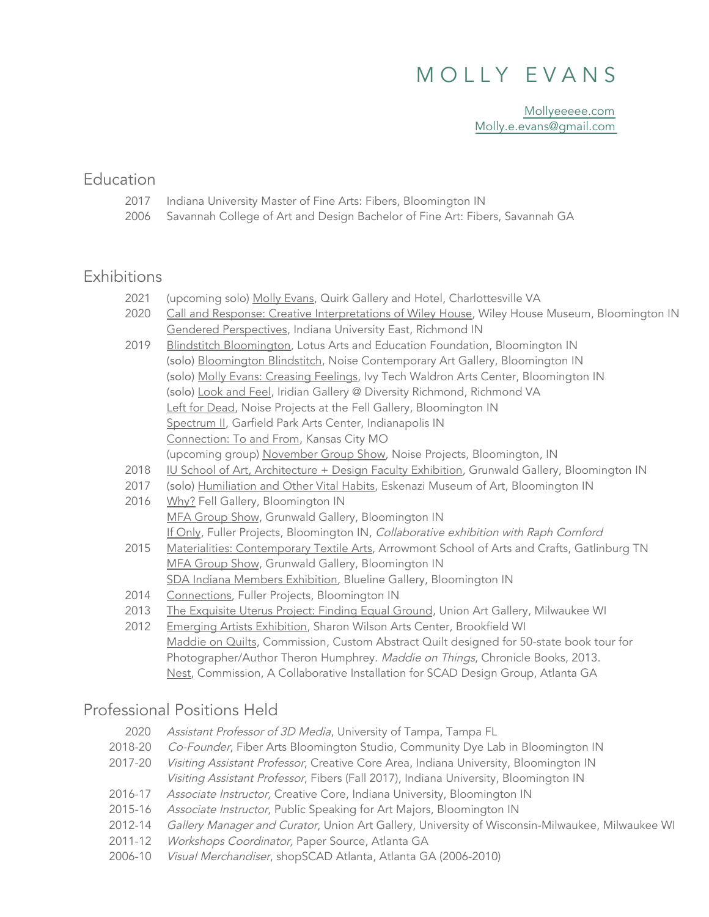# MOLLY EVANS

Mollyeeeee.com
Molly.e.evans@gmail.com

## Education

2017 Indiana University Master of Fine Arts: Fibers, Bloomington IN
2006 Savannah College of Art and Design Bachelor of Fine Art: Fibers, Savannah GA

## Exhibitions

2021 (upcoming solo) Molly Evans, Quirk Gallery and Hotel, Charlottesville VA
2020 Call and Response: Creative Interpretations of Wiley House, Wiley House Museum, Bloomington IN
Gendered Perspectives, Indiana University East, Richmond IN
2019 Blindstitch Bloomington, Lotus Arts and Education Foundation, Bloomington IN
(solo) Bloomington Blindstitch, Noise Contemporary Art Gallery, Bloomington IN
(solo) Molly Evans: Creasing Feelings, Ivy Tech Waldron Arts Center, Bloomington IN
(solo) Look and Feel, Iridian Gallery @ Diversity Richmond, Richmond VA
Left for Dead, Noise Projects at the Fell Gallery, Bloomington IN
Spectrum II, Garfield Park Arts Center, Indianapolis IN
Connection: To and From, Kansas City MO
(upcoming group) November Group Show, Noise Projects, Bloomington, IN
2018 IU School of Art, Architecture + Design Faculty Exhibition, Grunwald Gallery, Bloomington IN
2017 (solo) Humiliation and Other Vital Habits, Eskenazi Museum of Art, Bloomington IN
2016 Why? Fell Gallery, Bloomington IN
MFA Group Show, Grunwald Gallery, Bloomington IN
If Only, Fuller Projects, Bloomington IN, *Collaborative exhibition with Raph Cornford*
2015 Materialities: Contemporary Textile Arts, Arrowmont School of Arts and Crafts, Gatlinburg TN
MFA Group Show, Grunwald Gallery, Bloomington IN
SDA Indiana Members Exhibition, Blueline Gallery, Bloomington IN
2014 Connections, Fuller Projects, Bloomington IN
2013 The Exquisite Uterus Project: Finding Equal Ground, Union Art Gallery, Milwaukee WI
2012 Emerging Artists Exhibition, Sharon Wilson Arts Center, Brookfield WI
Maddie on Quilts, Commission, Custom Abstract Quilt designed for 50-state book tour for Photographer/Author Theron Humphrey. *Maddie on Things*, Chronicle Books, 2013.
Nest, Commission, A Collaborative Installation for SCAD Design Group, Atlanta GA

## Professional Positions Held

2020 *Assistant Professor of 3D Media*, University of Tampa, Tampa FL
2018-20 *Co-Founder*, Fiber Arts Bloomington Studio, Community Dye Lab in Bloomington IN
2017-20 *Visiting Assistant Professor*, Creative Core Area, Indiana University, Bloomington IN
*Visiting Assistant Professor*, Fibers (Fall 2017), Indiana University, Bloomington IN
2016-17 *Associate Instructor,* Creative Core, Indiana University, Bloomington IN
2015-16 *Associate Instructor*, Public Speaking for Art Majors, Bloomington IN
2012-14 *Gallery Manager and Curator*, Union Art Gallery, University of Wisconsin-Milwaukee, Milwaukee WI
2011-12 *Workshops Coordinator,* Paper Source, Atlanta GA
2006-10 *Visual Merchandiser*, shopSCAD Atlanta, Atlanta GA (2006-2010)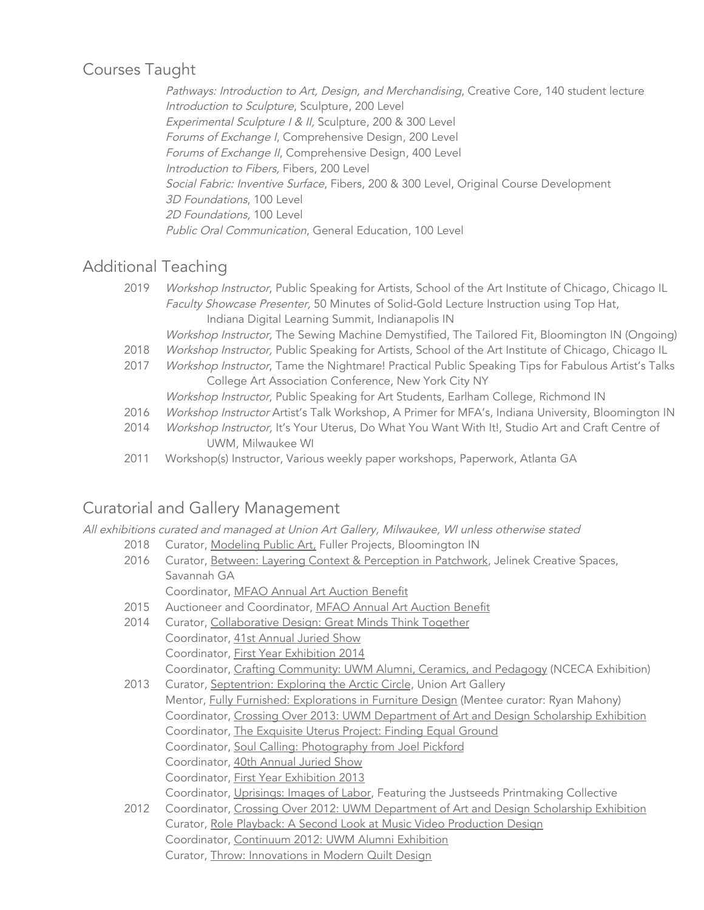## Courses Taught

*Pathways: Introduction to Art, Design, and Merchandising*, Creative Core, 140 student lecture
*Introduction to Sculpture*, Sculpture, 200 Level
*Experimental Sculpture I & II,* Sculpture, 200 & 300 Level
*Forums of Exchange I*, Comprehensive Design, 200 Level
*Forums of Exchange II*, Comprehensive Design, 400 Level
*Introduction to Fibers,* Fibers, 200 Level
*Social Fabric: Inventive Surface*, Fibers, 200 & 300 Level, Original Course Development
*3D Foundations*, 100 Level
*2D Foundations,* 100 Level
*Public Oral Communication*, General Education, 100 Level

## Additional Teaching

2019 *Workshop Instructor*, Public Speaking for Artists, School of the Art Institute of Chicago, Chicago IL
*Faculty Showcase Presenter,* 50 Minutes of Solid-Gold Lecture Instruction using Top Hat, Indiana Digital Learning Summit, Indianapolis IN
*Workshop Instructor,* The Sewing Machine Demystified, The Tailored Fit, Bloomington IN (Ongoing)

2018 *Workshop Instructor,* Public Speaking for Artists, School of the Art Institute of Chicago, Chicago IL

2017 *Workshop Instructor*, Tame the Nightmare! Practical Public Speaking Tips for Fabulous Artist's Talks College Art Association Conference, New York City NY
*Workshop Instructor*, Public Speaking for Art Students, Earlham College, Richmond IN

2016 *Workshop Instructor* Artist's Talk Workshop, A Primer for MFA's, Indiana University, Bloomington IN

2014 *Workshop Instructor,* It's Your Uterus, Do What You Want With It!, Studio Art and Craft Centre of UWM, Milwaukee WI

2011 Workshop(s) Instructor, Various weekly paper workshops, Paperwork, Atlanta GA

## Curatorial and Gallery Management

*All exhibitions curated and managed at Union Art Gallery, Milwaukee, WI unless otherwise stated*

2018 Curator, Modeling Public Art, Fuller Projects, Bloomington IN

2016 Curator, Between: Layering Context & Perception in Patchwork, Jelinek Creative Spaces, Savannah GA
Coordinator, MFAO Annual Art Auction Benefit

2015 Auctioneer and Coordinator, MFAO Annual Art Auction Benefit

2014 Curator, Collaborative Design: Great Minds Think Together
Coordinator, 41st Annual Juried Show
Coordinator, First Year Exhibition 2014
Coordinator, Crafting Community: UWM Alumni, Ceramics, and Pedagogy (NCECA Exhibition)

2013 Curator, Septentrion: Exploring the Arctic Circle, Union Art Gallery
Mentor, Fully Furnished: Explorations in Furniture Design (Mentee curator: Ryan Mahony)
Coordinator, Crossing Over 2013: UWM Department of Art and Design Scholarship Exhibition
Coordinator, The Exquisite Uterus Project: Finding Equal Ground
Coordinator, Soul Calling: Photography from Joel Pickford
Coordinator, 40th Annual Juried Show
Coordinator, First Year Exhibition 2013
Coordinator, Uprisings: Images of Labor, Featuring the Justseeds Printmaking Collective

2012 Coordinator, Crossing Over 2012: UWM Department of Art and Design Scholarship Exhibition
Curator, Role Playback: A Second Look at Music Video Production Design
Coordinator, Continuum 2012: UWM Alumni Exhibition
Curator, Throw: Innovations in Modern Quilt Design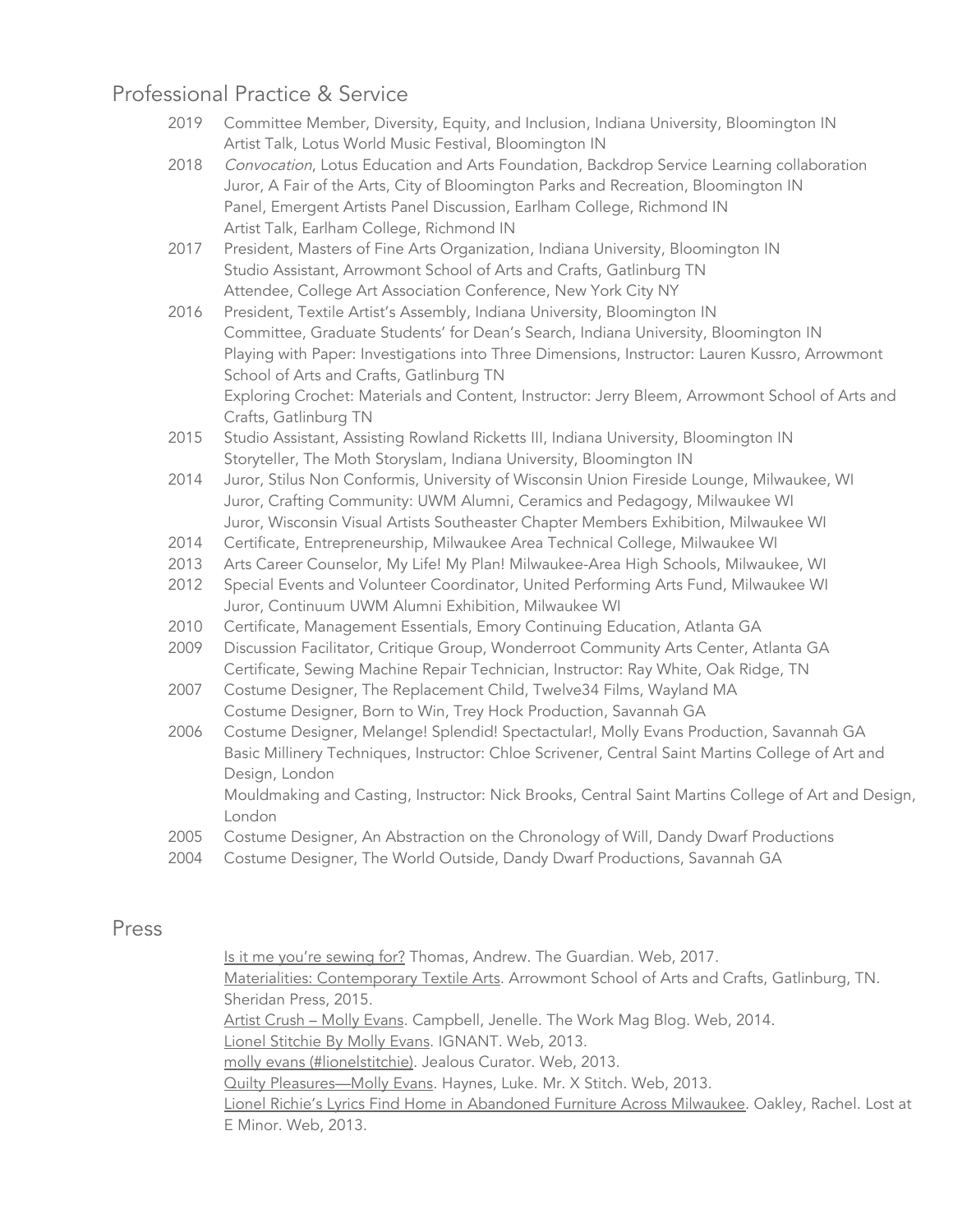## Professional Practice & Service

2019 Committee Member, Diversity, Equity, and Inclusion, Indiana University, Bloomington IN
Artist Talk, Lotus World Music Festival, Bloomington IN

2018 *Convocation*, Lotus Education and Arts Foundation, Backdrop Service Learning collaboration
Juror, A Fair of the Arts, City of Bloomington Parks and Recreation, Bloomington IN
Panel, Emergent Artists Panel Discussion, Earlham College, Richmond IN
Artist Talk, Earlham College, Richmond IN

2017 President, Masters of Fine Arts Organization, Indiana University, Bloomington IN
Studio Assistant, Arrowmont School of Arts and Crafts, Gatlinburg TN
Attendee, College Art Association Conference, New York City NY

2016 President, Textile Artist's Assembly, Indiana University, Bloomington IN
Committee, Graduate Students' for Dean's Search, Indiana University, Bloomington IN
Playing with Paper: Investigations into Three Dimensions, Instructor: Lauren Kussro, Arrowmont School of Arts and Crafts, Gatlinburg TN
Exploring Crochet: Materials and Content, Instructor: Jerry Bleem, Arrowmont School of Arts and Crafts, Gatlinburg TN

2015 Studio Assistant, Assisting Rowland Ricketts III, Indiana University, Bloomington IN
Storyteller, The Moth Storyslam, Indiana University, Bloomington IN

2014 Juror, Stilus Non Conformis, University of Wisconsin Union Fireside Lounge, Milwaukee, WI
Juror, Crafting Community: UWM Alumni, Ceramics and Pedagogy, Milwaukee WI
Juror, Wisconsin Visual Artists Southeaster Chapter Members Exhibition, Milwaukee WI

2014 Certificate, Entrepreneurship, Milwaukee Area Technical College, Milwaukee WI

2013 Arts Career Counselor, My Life! My Plan! Milwaukee-Area High Schools, Milwaukee, WI

2012 Special Events and Volunteer Coordinator, United Performing Arts Fund, Milwaukee WI
Juror, Continuum UWM Alumni Exhibition, Milwaukee WI

2010 Certificate, Management Essentials, Emory Continuing Education, Atlanta GA

2009 Discussion Facilitator, Critique Group, Wonderroot Community Arts Center, Atlanta GA
Certificate, Sewing Machine Repair Technician, Instructor: Ray White, Oak Ridge, TN

2007 Costume Designer, The Replacement Child, Twelve34 Films, Wayland MA
Costume Designer, Born to Win, Trey Hock Production, Savannah GA

2006 Costume Designer, Melange! Splendid! Spectactular!, Molly Evans Production, Savannah GA
Basic Millinery Techniques, Instructor: Chloe Scrivener, Central Saint Martins College of Art and Design, London
Mouldmaking and Casting, Instructor: Nick Brooks, Central Saint Martins College of Art and Design, London

2005 Costume Designer, An Abstraction on the Chronology of Will, Dandy Dwarf Productions

2004 Costume Designer, The World Outside, Dandy Dwarf Productions, Savannah GA

## Press

Is it me you're sewing for? Thomas, Andrew. The Guardian. Web, 2017.
Materialities: Contemporary Textile Arts. Arrowmont School of Arts and Crafts, Gatlinburg, TN. Sheridan Press, 2015.
Artist Crush – Molly Evans. Campbell, Jenelle. The Work Mag Blog. Web, 2014.
Lionel Stitchie By Molly Evans. IGNANT. Web, 2013.
molly evans (#lionelstitchie). Jealous Curator. Web, 2013.
Quilty Pleasures—Molly Evans. Haynes, Luke. Mr. X Stitch. Web, 2013.
Lionel Richie's Lyrics Find Home in Abandoned Furniture Across Milwaukee. Oakley, Rachel. Lost at E Minor. Web, 2013.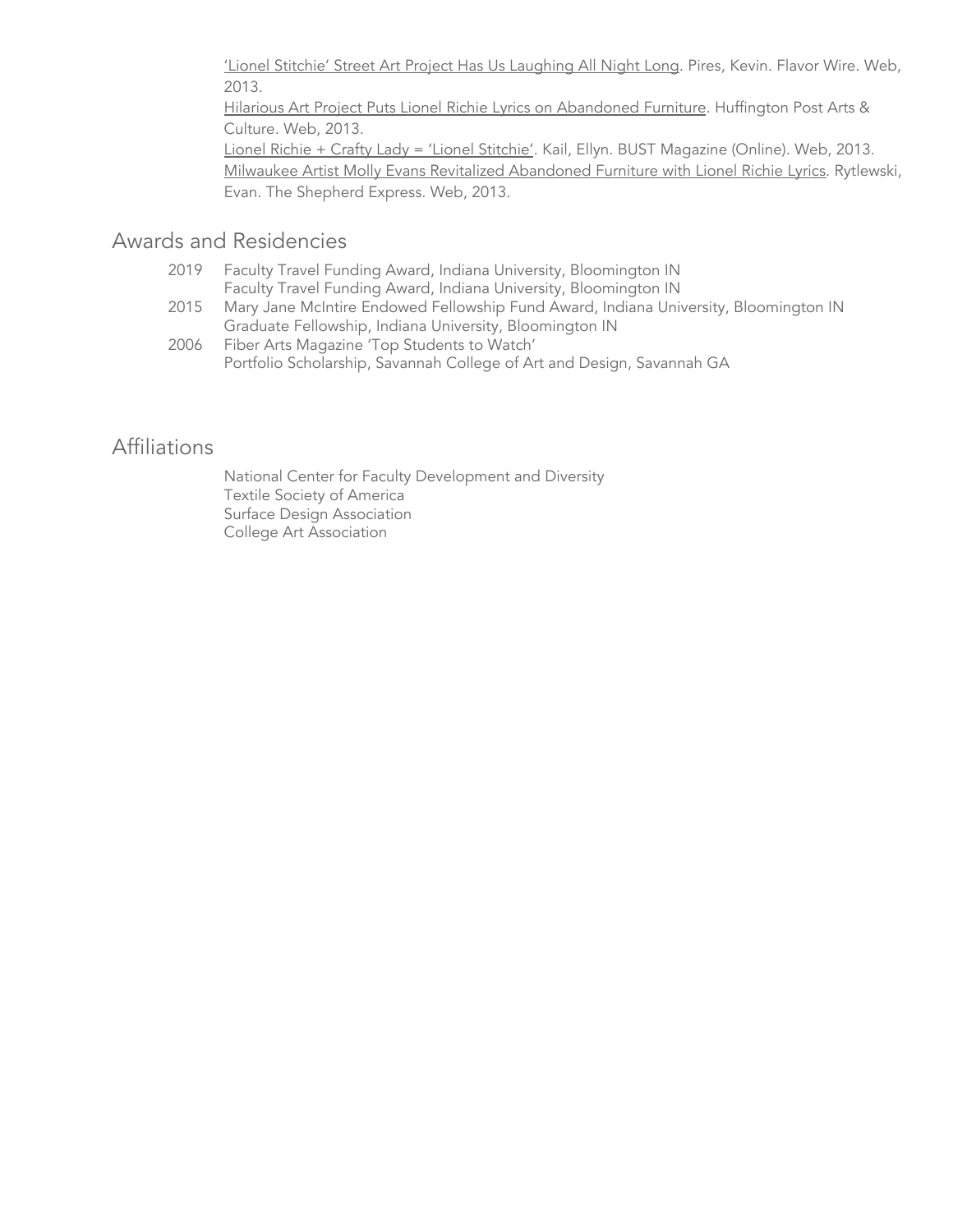'Lionel Stitchie' Street Art Project Has Us Laughing All Night Long. Pires, Kevin. Flavor Wire. Web, 2013.

Hilarious Art Project Puts Lionel Richie Lyrics on Abandoned Furniture. Huffington Post Arts & Culture. Web, 2013.

Lionel Richie + Crafty Lady = 'Lionel Stitchie'. Kail, Ellyn. BUST Magazine (Online). Web, 2013.

Milwaukee Artist Molly Evans Revitalized Abandoned Furniture with Lionel Richie Lyrics. Rytlewski, Evan. The Shepherd Express. Web, 2013.

## Awards and Residencies

2019 Faculty Travel Funding Award, Indiana University, Bloomington IN
Faculty Travel Funding Award, Indiana University, Bloomington IN

2015 Mary Jane McIntire Endowed Fellowship Fund Award, Indiana University, Bloomington IN
Graduate Fellowship, Indiana University, Bloomington IN

2006 Fiber Arts Magazine 'Top Students to Watch'
Portfolio Scholarship, Savannah College of Art and Design, Savannah GA

## Affiliations

National Center for Faculty Development and Diversity
Textile Society of America
Surface Design Association
College Art Association